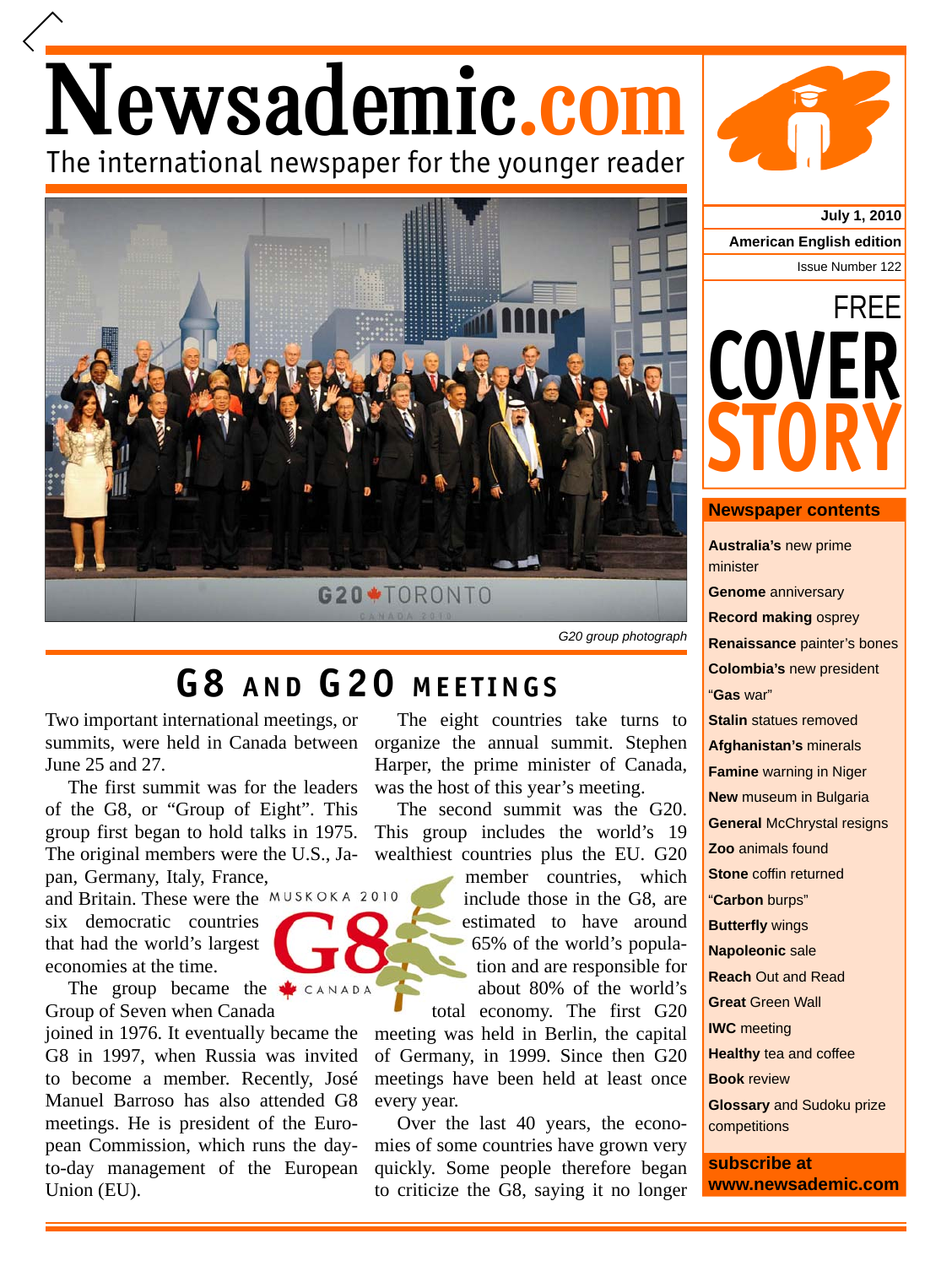# Newsademic.com

The international newspaper for the younger reader

July 1, 2010

American English edition

Issue Number 122

FREE COVER STORY

*G20 group photograph*

## G8 AND G20 MEETINGS

Two important international meetings, or summits, were held in Canada between June 25 and 27.

The first summit was for the leaders of the G8, or "Group of Eight". This group first began to hold talks in 1975. The original members were the U.S., Japan, Germany, Italy, France, and Britain. These were the six democratic countries that had the world's largest economies at the time.

The group became the Group of Seven when Canada joined in 1976. It eventually became the G8 in 1997, when Russia was invited to become a member. Recently, José Manuel Barroso has also attended G8 meetings. He is president of the European Commission, which runs the day-to-day management of the European Union (EU).

The eight countries take turns to organize the annual summit. Stephen Harper, the prime minister of Canada, was the host of this year's meeting.

The second summit was the G20. This group includes the world's 19 wealthiest countries plus the EU. G20 member countries, which include those in the G8, are estimated to have around 65% of the world's population and are responsible for about 80% of the world's total economy. The first G20 meeting was held in Berlin, the capital of Germany, in 1999. Since then G20 meetings have been held at least once every year.

Over the last 40 years, the economies of some countries have grown very quickly. Some people therefore began to criticize the G8, saying it no longer

### Newspaper contents

- **Australia's** new prime minister
- **Genome** anniversary
- **Record making** osprey
- **Renaissance** painter's bones
- **Colombia's** new president
- "**Gas** war"
- **Stalin** statues removed
- **Afghanistan's** minerals
- **Famine** warning in Niger
- **New** museum in Bulgaria
- **General** McChrystal resigns
- **Zoo** animals found
- **Stone** coffin returned
- "**Carbon** burps"
- **Butterfly** wings
- **Napoleonic** sale
- **Reach** Out and Read
- **Great** Green Wall
- **IWC** meeting
- **Healthy** tea and coffee
- **Book** review
- **Glossary** and Sudoku prize competitions

**subscribe at www.newsademic.com**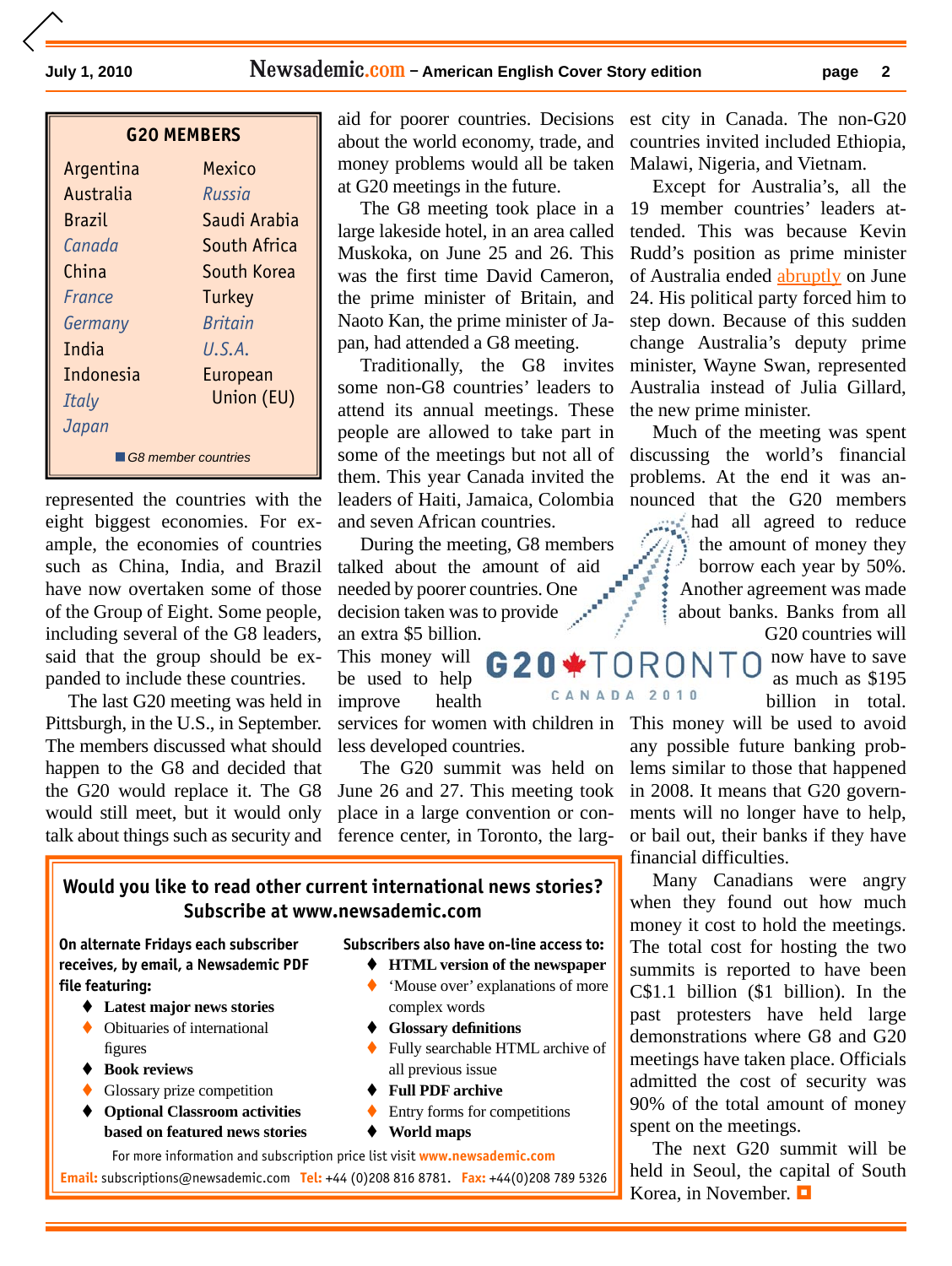**G20 MEMBERS**

| | |
|---|---|
| Argentina | Mexico |
| Australia | *Russia* |
| Brazil | Saudi Arabia |
| *Canada* | South Africa |
| China | South Korea |
| *France* | Turkey |
| *Germany* | *Britain* |
| India | *U.S.A.* |
| Indonesia | European Union (EU) |
| *Italy* | |
| *Japan* | |

*G8 member countries*

represented the countries with the eight biggest economies. For example, the economies of countries such as China, India, and Brazil have now overtaken some of those of the Group of Eight. Some people, including several of the G8 leaders, said that the group should be expanded to include these countries.

The last G20 meeting was held in Pittsburgh, in the U.S., in September. The members discussed what should happen to the G8 and decided that the G20 would replace it. The G8 would still meet, but it would only talk about things such as security and aid for poorer countries. Decisions about the world economy, trade, and money problems would all be taken at G20 meetings in the future.

The G8 meeting took place in a large lakeside hotel, in an area called Muskoka, on June 25 and 26. This was the first time David Cameron, the prime minister of Britain, and Naoto Kan, the prime minister of Japan, had attended a G8 meeting.

Traditionally, the G8 invites some non-G8 countries' leaders to attend its annual meetings. These people are allowed to take part in some of the meetings but not all of them. This year Canada invited the leaders of Haiti, Jamaica, Colombia and seven African countries.

During the meeting, G8 members talked about the amount of aid needed by poorer countries. One decision taken was to provide an extra $5 billion. This money will be used to help improve health services for women with children in less developed countries.

G20 TORONTO
CANADA 2010

The G20 summit was held on June 26 and 27. This meeting took place in a large convention or conference center, in Toronto, the largest city in Canada. The non-G20 countries invited included Ethiopia, Malawi, Nigeria, and Vietnam.

Except for Australia's, all the 19 member countries' leaders attended. This was because Kevin Rudd's position as prime minister of Australia ended abruptly on June 24. His political party forced him to step down. Because of this sudden change Australia's deputy prime minister, Wayne Swan, represented Australia instead of Julia Gillard, the new prime minister.

Much of the meeting was spent discussing the world's financial problems. At the end it was announced that the G20 members had all agreed to reduce the amount of money they borrow each year by 50%. Another agreement was made about banks. Banks from all G20 countries will now have to save as much as $195 billion in total. This money will be used to avoid any possible future banking problems similar to those that happened in 2008. It means that G20 governments will no longer have to help, or bail out, their banks if they have financial difficulties.

Many Canadians were angry when they found out how much money it cost to hold the meetings. The total cost for hosting the two summits is reported to have been C$1.1 billion ($1 billion). In the past protesters have held large demonstrations where G8 and G20 meetings have taken place. Officials admitted the cost of security was 90% of the total amount of money spent on the meetings.

The next G20 summit will be held in Seoul, the capital of South Korea, in November.

---

**Would you like to read other current international news stories?**
**Subscribe at www.newsademic.com**

**On alternate Fridays each subscriber receives, by email, a Newsademic PDF file featuring:**

- **Latest major news stories**
- Obituaries of international figures
- **Book reviews**
- Glossary prize competition
- **Optional Classroom activities based on featured news stories**

**Subscribers also have on-line access to:**

- **HTML version of the newspaper**
- 'Mouse over' explanations of more complex words
- **Glossary definitions**
- Fully searchable HTML archive of all previous issue
- **Full PDF archive**
- Entry forms for competitions
- **World maps**

For more information and subscription price list visit **www.newsademic.com**

**Email:** subscriptions@newsademic.com **Tel:** +44 (0)208 816 8781. **Fax:** +44(0)208 789 5326